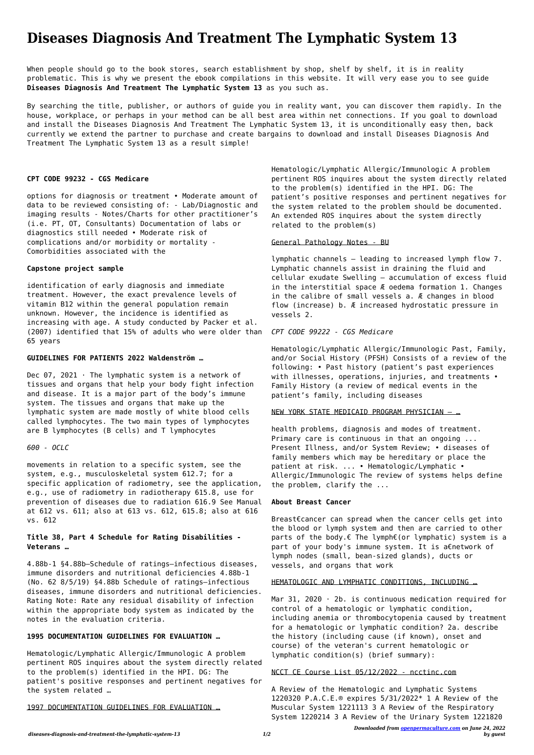# Diseases Diagnosis And Treatment The Lymphatic System 13

When people should go to the book stores, search establishment by shop, shelf by shelf, it is in reality problematic. This is why we present the ebook compilations in this website. It will very ease you to see guide **Diseases Diagnosis And Treatment The Lymphatic System 13** as you such as.

By searching the title, publisher, or authors of guide you in reality want, you can discover them rapidly. In the house, workplace, or perhaps in your method can be all best area within net connections. If you goal to download and install the Diseases Diagnosis And Treatment The Lymphatic System 13, it is unconditionally easy then, back currently we extend the partner to purchase and create bargains to download and install Diseases Diagnosis And Treatment The Lymphatic System 13 as a result simple!

**CPT CODE 99232 - CGS Medicare**

options for diagnosis or treatment • Moderate amount of data to be reviewed consisting of: - Lab/Diagnostic and imaging results - Notes/Charts for other practitioner's (i.e. PT, OT, Consultants) Documentation of labs or diagnostics still needed • Moderate risk of complications and/or morbidity or mortality - Comorbidities associated with the

**Capstone project sample**

identification of early diagnosis and immediate treatment. However, the exact prevalence levels of vitamin B12 within the general population remain unknown. However, the incidence is identified as increasing with age. A study conducted by Packer et al. (2007) identified that 15% of adults who were older than 65 years

**GUIDELINES FOR PATIENTS 2022 Waldenström …**

Dec 07, 2021 · The lymphatic system is a network of tissues and organs that help your body fight infection and disease. It is a major part of the body's immune system. The tissues and organs that make up the lymphatic system are made mostly of white blood cells called lymphocytes. The two main types of lymphocytes are B lymphocytes (B cells) and T lymphocytes

*600 - OCLC*

movements in relation to a specific system, see the system, e.g., musculoskeletal system 612.7; for a specific application of radiometry, see the application, e.g., use of radiometry in radiotherapy 615.8, use for prevention of diseases due to radiation 616.9 See Manual at 612 vs. 611; also at 613 vs. 612, 615.8; also at 616 vs. 612

**Title 38, Part 4 Schedule for Rating Disabilities - Veterans …**

4.88b-1 §4.88b—Schedule of ratings—infectious diseases, immune disorders and nutritional deficiencies 4.88b-1 (No. 62 8/5/19) §4.88b Schedule of ratings—infectious diseases, immune disorders and nutritional deficiencies. Rating Note: Rate any residual disability of infection within the appropriate body system as indicated by the notes in the evaluation criteria.

**1995 DOCUMENTATION GUIDELINES FOR EVALUATION …**

Hematologic/Lymphatic Allergic/Immunologic A problem pertinent ROS inquires about the system directly related to the problem(s) identified in the HPI. DG: The patient's positive responses and pertinent negatives for the system related …

1997 DOCUMENTATION GUIDELINES FOR EVALUATION …

Hematologic/Lymphatic Allergic/Immunologic A problem pertinent ROS inquires about the system directly related to the problem(s) identified in the HPI. DG: The patient's positive responses and pertinent negatives for the system related to the problem should be documented. An extended ROS inquires about the system directly related to the problem(s)

General Pathology Notes - BU

lymphatic channels – leading to increased lymph flow 7. Lymphatic channels assist in draining the fluid and cellular exudate Swelling – accumulation of excess fluid in the interstitial space Æ oedema formation 1. Changes in the calibre of small vessels a. Æ changes in blood flow (increase) b. Æ increased hydrostatic pressure in vessels 2.

*CPT CODE 99222 - CGS Medicare*

Hematologic/Lymphatic Allergic/Immunologic Past, Family, and/or Social History (PFSH) Consists of a review of the following: • Past history (patient's past experiences with illnesses, operations, injuries, and treatments • Family History (a review of medical events in the patient's family, including diseases

NEW YORK STATE MEDICAID PROGRAM PHYSICIAN – …

health problems, diagnosis and modes of treatment. Primary care is continuous in that an ongoing ... Present Illness, and/or System Review; • diseases of family members which may be hereditary or place the patient at risk. ... • Hematologic/Lymphatic • Allergic/Immunologic The review of systems helps define the problem, clarify the ...

**About Breast Cancer**

Breast€cancer can spread when the cancer cells get into the blood or lymph system and then are carried to other parts of the body.€ The lymph€(or lymphatic) system is a part of your body's immune system. It is a€network of lymph nodes (small, bean-sized glands), ducts or vessels, and organs that work

HEMATOLOGIC AND LYMPHATIC CONDITIONS, INCLUDING …

Mar 31, 2020 · 2b. is continuous medication required for control of a hematologic or lymphatic condition, including anemia or thrombocytopenia caused by treatment for a hematologic or lymphatic condition? 2a. describe the history (including cause (if known), onset and course) of the veteran's current hematologic or lymphatic condition(s) (brief summary):

NCCT CE Course List 05/12/2022 - ncctinc.com

A Review of the Hematologic and Lymphatic Systems 1220320 P.A.C.E.® expires 5/31/2022* 1 A Review of the Muscular System 1221113 3 A Review of the Respiratory System 1220214 3 A Review of the Urinary System 1221820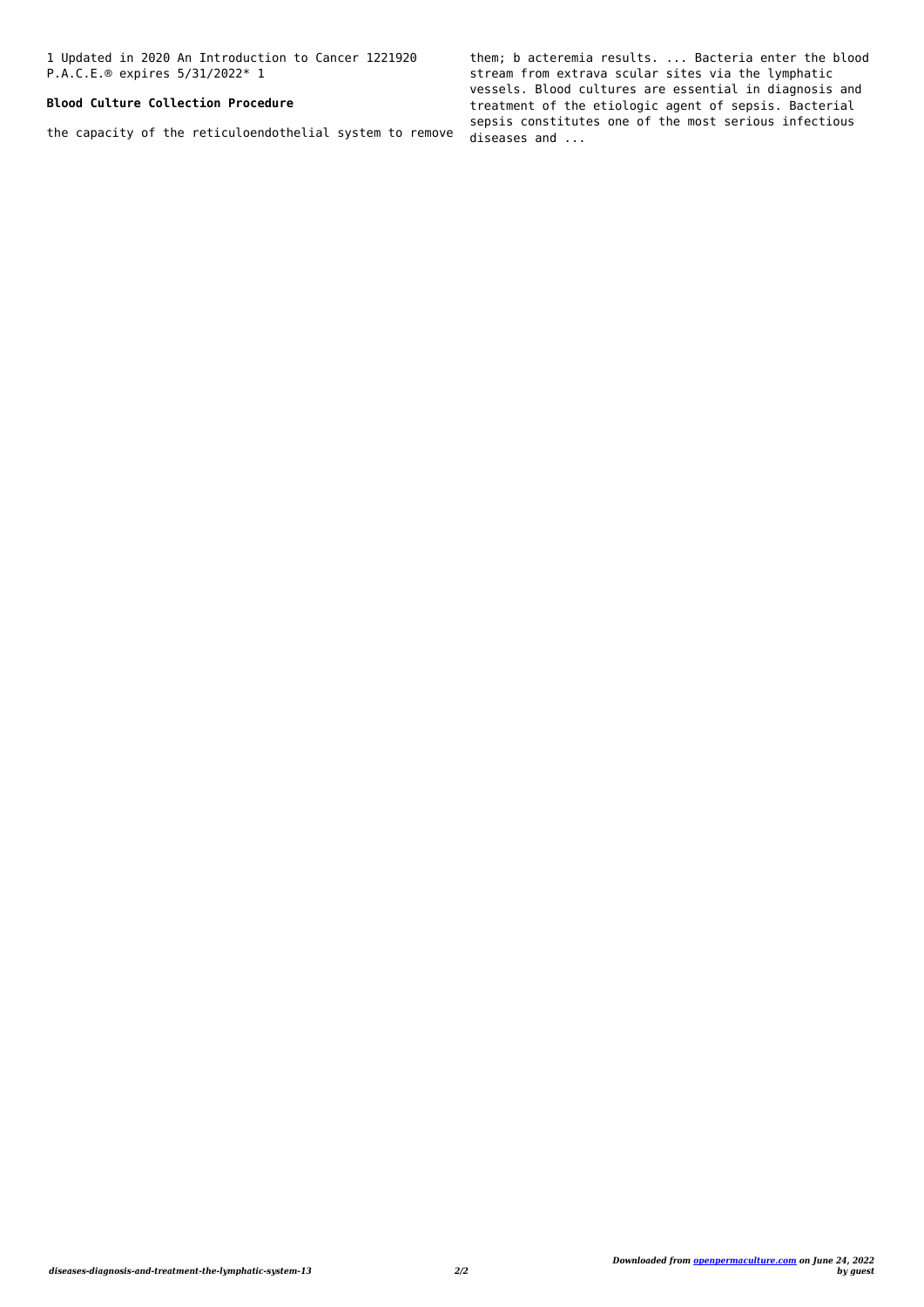1 Updated in 2020 An Introduction to Cancer 1221920 P.A.C.E.® expires 5/31/2022* 1

### Blood Culture Collection Procedure

the capacity of the reticuloendothelial system to remove them; b acteremia results. ... Bacteria enter the blood stream from extrava scular sites via the lymphatic vessels. Blood cultures are essential in diagnosis and treatment of the etiologic agent of sepsis. Bacterial sepsis constitutes one of the most serious infectious diseases and ...